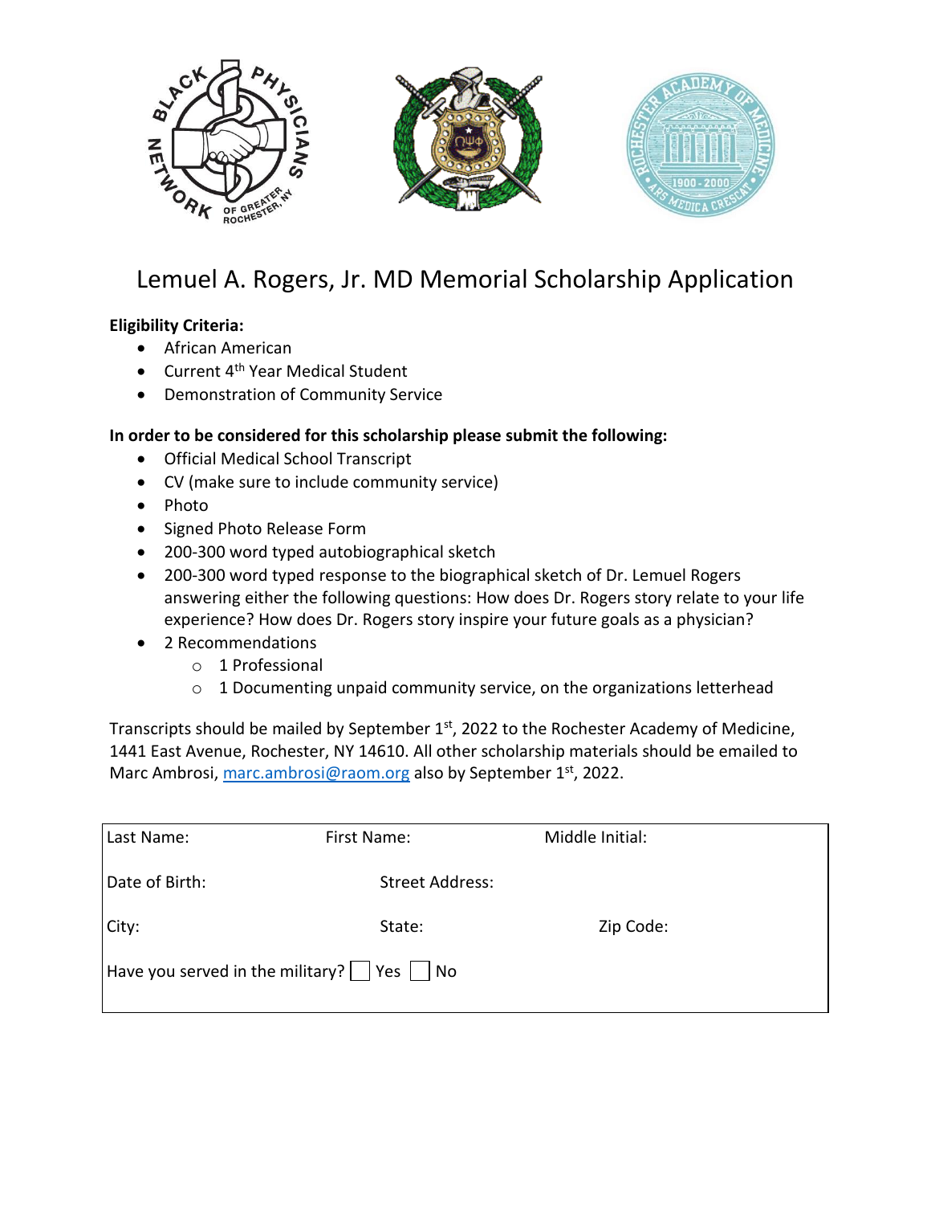# Lemuel A. Rogers, Jr. MD Memorial Scholarship Application

**Eligibility Criteria:**

- African American
- Current 4th Year Medical Student
- Demonstration of Community Service

**In order to be considered for this scholarship please submit the following:**

- Official Medical School Transcript
- CV (make sure to include community service)
- Photo
- Signed Photo Release Form
- 200-300 word typed autobiographical sketch
- 200-300 word typed response to the biographical sketch of Dr. Lemuel Rogers answering either the following questions: How does Dr. Rogers story relate to your life experience? How does Dr. Rogers story inspire your future goals as a physician?
- 2 Recommendations
  - 1 Professional
  - 1 Documenting unpaid community service, on the organizations letterhead

Transcripts should be mailed by September 1st, 2022 to the Rochester Academy of Medicine, 1441 East Avenue, Rochester, NY 14610. All other scholarship materials should be emailed to Marc Ambrosi, marc.ambrosi@raom.org also by September 1st, 2022.

| Last Name: | First Name: | Middle Initial: |
| --- | --- | --- |
| Date of Birth: | Street Address: | |
| City: | State: | Zip Code: |
| Have you served in the military? ☐ Yes ☐ No | | |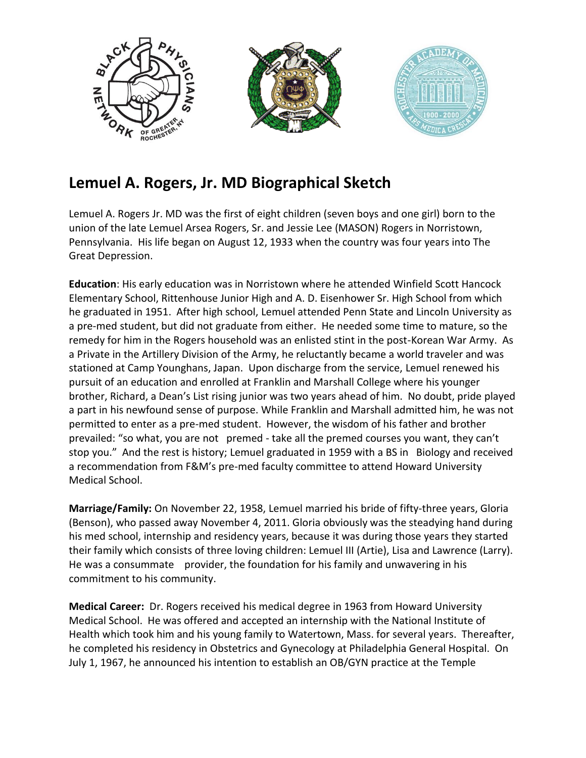# Lemuel A. Rogers, Jr. MD Biographical Sketch

Lemuel A. Rogers Jr. MD was the first of eight children (seven boys and one girl) born to the union of the late Lemuel Arsea Rogers, Sr. and Jessie Lee (MASON) Rogers in Norristown, Pennsylvania. His life began on August 12, 1933 when the country was four years into The Great Depression.

**Education**: His early education was in Norristown where he attended Winfield Scott Hancock Elementary School, Rittenhouse Junior High and A. D. Eisenhower Sr. High School from which he graduated in 1951. After high school, Lemuel attended Penn State and Lincoln University as a pre-med student, but did not graduate from either. He needed some time to mature, so the remedy for him in the Rogers household was an enlisted stint in the post-Korean War Army. As a Private in the Artillery Division of the Army, he reluctantly became a world traveler and was stationed at Camp Younghans, Japan. Upon discharge from the service, Lemuel renewed his pursuit of an education and enrolled at Franklin and Marshall College where his younger brother, Richard, a Dean's List rising junior was two years ahead of him. No doubt, pride played a part in his newfound sense of purpose. While Franklin and Marshall admitted him, he was not permitted to enter as a pre-med student. However, the wisdom of his father and brother prevailed: "so what, you are not premed - take all the premed courses you want, they can't stop you." And the rest is history; Lemuel graduated in 1959 with a BS in Biology and received a recommendation from F&M's pre-med faculty committee to attend Howard University Medical School.

**Marriage/Family:** On November 22, 1958, Lemuel married his bride of fifty-three years, Gloria (Benson), who passed away November 4, 2011. Gloria obviously was the steadying hand during his med school, internship and residency years, because it was during those years they started their family which consists of three loving children: Lemuel III (Artie), Lisa and Lawrence (Larry). He was a consummate provider, the foundation for his family and unwavering in his commitment to his community.

**Medical Career:** Dr. Rogers received his medical degree in 1963 from Howard University Medical School. He was offered and accepted an internship with the National Institute of Health which took him and his young family to Watertown, Mass. for several years. Thereafter, he completed his residency in Obstetrics and Gynecology at Philadelphia General Hospital. On July 1, 1967, he announced his intention to establish an OB/GYN practice at the Temple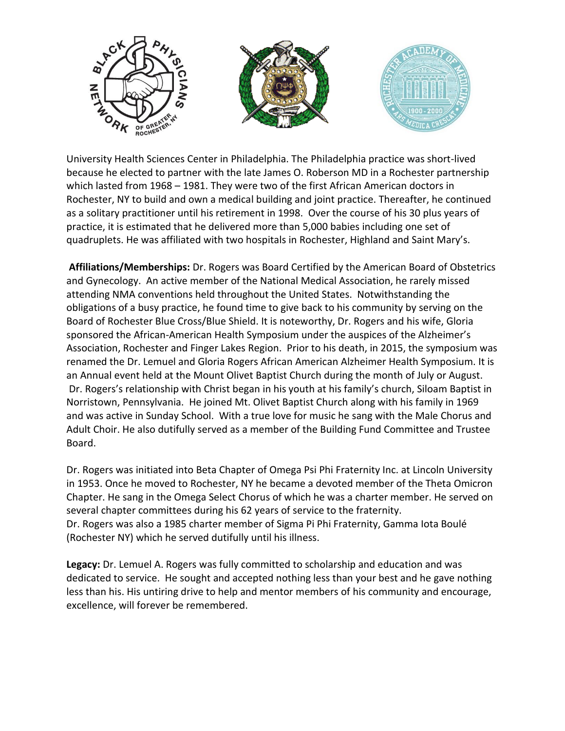University Health Sciences Center in Philadelphia. The Philadelphia practice was short-lived because he elected to partner with the late James O. Roberson MD in a Rochester partnership which lasted from 1968 – 1981. They were two of the first African American doctors in Rochester, NY to build and own a medical building and joint practice. Thereafter, he continued as a solitary practitioner until his retirement in 1998. Over the course of his 30 plus years of practice, it is estimated that he delivered more than 5,000 babies including one set of quadruplets. He was affiliated with two hospitals in Rochester, Highland and Saint Mary's.

**Affiliations/Memberships:** Dr. Rogers was Board Certified by the American Board of Obstetrics and Gynecology. An active member of the National Medical Association, he rarely missed attending NMA conventions held throughout the United States. Notwithstanding the obligations of a busy practice, he found time to give back to his community by serving on the Board of Rochester Blue Cross/Blue Shield. It is noteworthy, Dr. Rogers and his wife, Gloria sponsored the African-American Health Symposium under the auspices of the Alzheimer's Association, Rochester and Finger Lakes Region. Prior to his death, in 2015, the symposium was renamed the Dr. Lemuel and Gloria Rogers African American Alzheimer Health Symposium. It is an Annual event held at the Mount Olivet Baptist Church during the month of July or August. Dr. Rogers's relationship with Christ began in his youth at his family's church, Siloam Baptist in Norristown, Pennsylvania. He joined Mt. Olivet Baptist Church along with his family in 1969 and was active in Sunday School. With a true love for music he sang with the Male Chorus and Adult Choir. He also dutifully served as a member of the Building Fund Committee and Trustee Board.

Dr. Rogers was initiated into Beta Chapter of Omega Psi Phi Fraternity Inc. at Lincoln University in 1953. Once he moved to Rochester, NY he became a devoted member of the Theta Omicron Chapter. He sang in the Omega Select Chorus of which he was a charter member. He served on several chapter committees during his 62 years of service to the fraternity.
Dr. Rogers was also a 1985 charter member of Sigma Pi Phi Fraternity, Gamma Iota Boulé (Rochester NY) which he served dutifully until his illness.

**Legacy:** Dr. Lemuel A. Rogers was fully committed to scholarship and education and was dedicated to service. He sought and accepted nothing less than your best and he gave nothing less than his. His untiring drive to help and mentor members of his community and encourage, excellence, will forever be remembered.